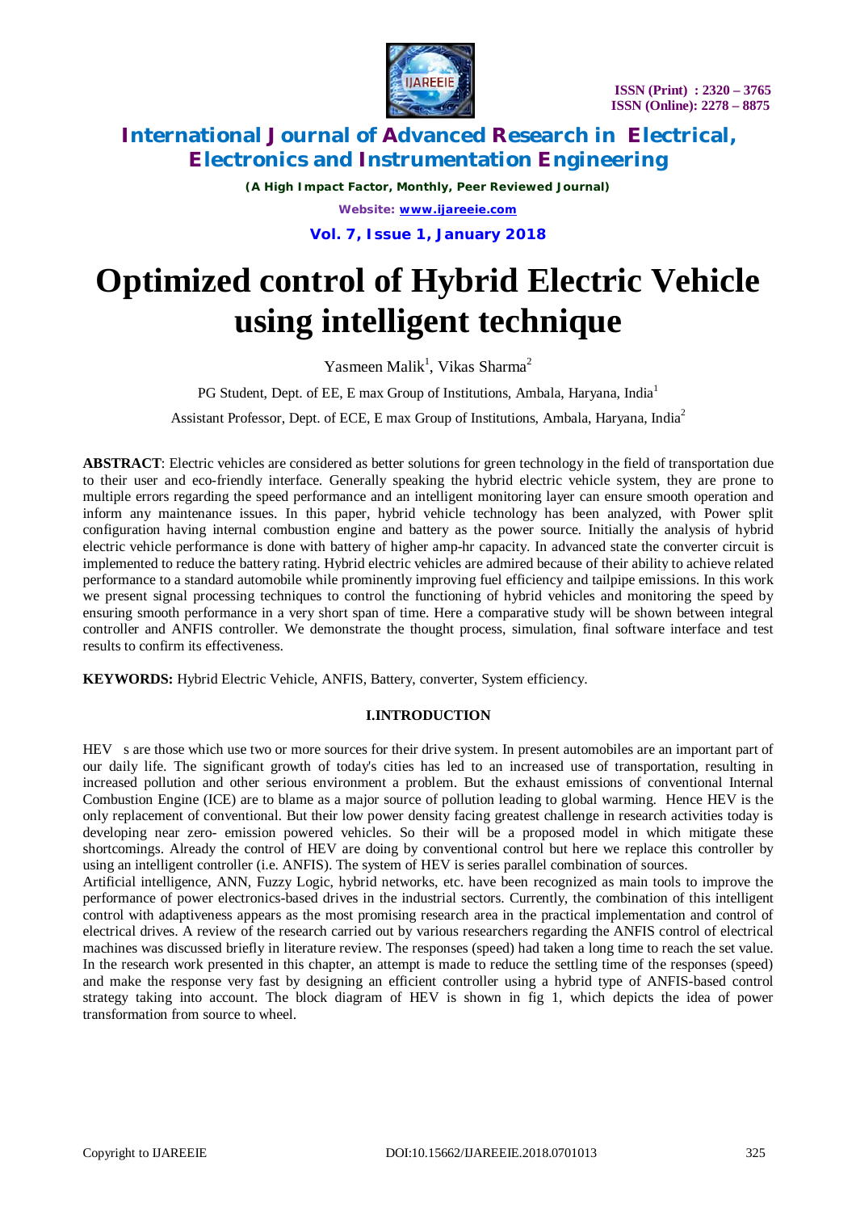# Optimized control of Hybrid Electric Vehicle using intelligent technique

Yasmeen Malik[1], Vikas Sharma[2]

PG Student, Dept. of EE, E max Group of Institutions, Ambala, Haryana, India[1]

Assistant Professor, Dept. of ECE, E max Group of Institutions, Ambala, Haryana, India[2]

**ABSTRACT**: Electric vehicles are considered as better solutions for green technology in the field of transportation due to their user and eco-friendly interface. Generally speaking the hybrid electric vehicle system, they are prone to multiple errors regarding the speed performance and an intelligent monitoring layer can ensure smooth operation and inform any maintenance issues. In this paper, hybrid vehicle technology has been analyzed, with Power split configuration having internal combustion engine and battery as the power source. Initially the analysis of hybrid electric vehicle performance is done with battery of higher amp-hr capacity. In advanced state the converter circuit is implemented to reduce the battery rating. Hybrid electric vehicles are admired because of their ability to achieve related performance to a standard automobile while prominently improving fuel efficiency and tailpipe emissions. In this work we present signal processing techniques to control the functioning of hybrid vehicles and monitoring the speed by ensuring smooth performance in a very short span of time. Here a comparative study will be shown between integral controller and ANFIS controller. We demonstrate the thought process, simulation, final software interface and test results to confirm its effectiveness.

**KEYWORDS:** Hybrid Electric Vehicle, ANFIS, Battery, converter, System efficiency.

## I.INTRODUCTION

HEV s are those which use two or more sources for their drive system. In present automobiles are an important part of our daily life. The significant growth of today's cities has led to an increased use of transportation, resulting in increased pollution and other serious environment a problem. But the exhaust emissions of conventional Internal Combustion Engine (ICE) are to blame as a major source of pollution leading to global warming. Hence HEV is the only replacement of conventional. But their low power density facing greatest challenge in research activities today is developing near zero- emission powered vehicles. So their will be a proposed model in which mitigate these shortcomings. Already the control of HEV are doing by conventional control but here we replace this controller by using an intelligent controller (i.e. ANFIS). The system of HEV is series parallel combination of sources.

Artificial intelligence, ANN, Fuzzy Logic, hybrid networks, etc. have been recognized as main tools to improve the performance of power electronics-based drives in the industrial sectors. Currently, the combination of this intelligent control with adaptiveness appears as the most promising research area in the practical implementation and control of electrical drives. A review of the research carried out by various researchers regarding the ANFIS control of electrical machines was discussed briefly in literature review. The responses (speed) had taken a long time to reach the set value. In the research work presented in this chapter, an attempt is made to reduce the settling time of the responses (speed) and make the response very fast by designing an efficient controller using a hybrid type of ANFIS-based control strategy taking into account. The block diagram of HEV is shown in fig 1, which depicts the idea of power transformation from source to wheel.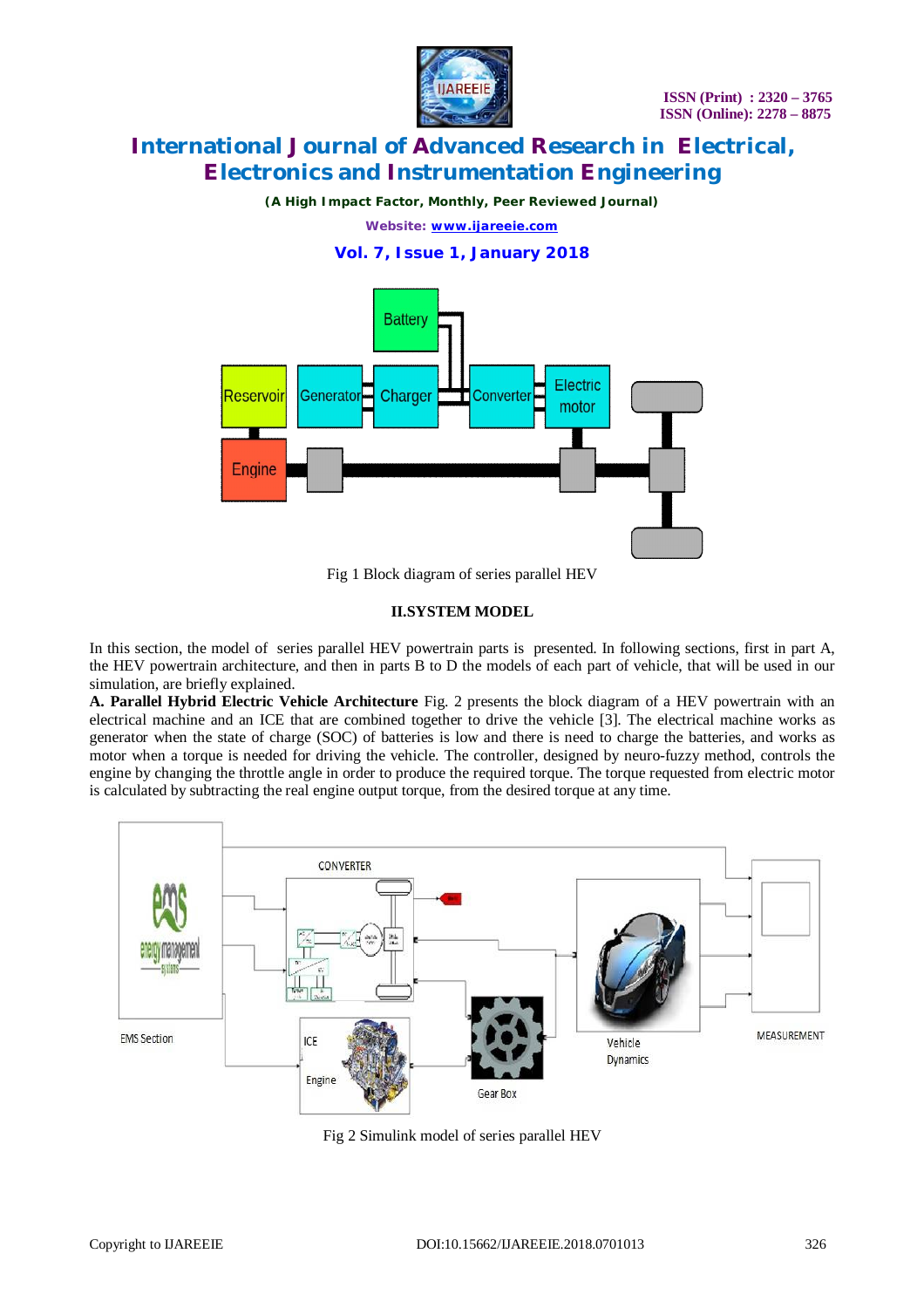Fig 1 Block diagram of series parallel HEV

## II.SYSTEM MODEL

In this section, the model of series parallel HEV powertrain parts is presented. In following sections, first in part A, the HEV powertrain architecture, and then in parts B to D the models of each part of vehicle, that will be used in our simulation, are briefly explained.

**A. Parallel Hybrid Electric Vehicle Architecture** Fig. 2 presents the block diagram of a HEV powertrain with an electrical machine and an ICE that are combined together to drive the vehicle [3]. The electrical machine works as generator when the state of charge (SOC) of batteries is low and there is need to charge the batteries, and works as motor when a torque is needed for driving the vehicle. The controller, designed by neuro-fuzzy method, controls the engine by changing the throttle angle in order to produce the required torque. The torque requested from electric motor is calculated by subtracting the real engine output torque, from the desired torque at any time.

Fig 2 Simulink model of series parallel HEV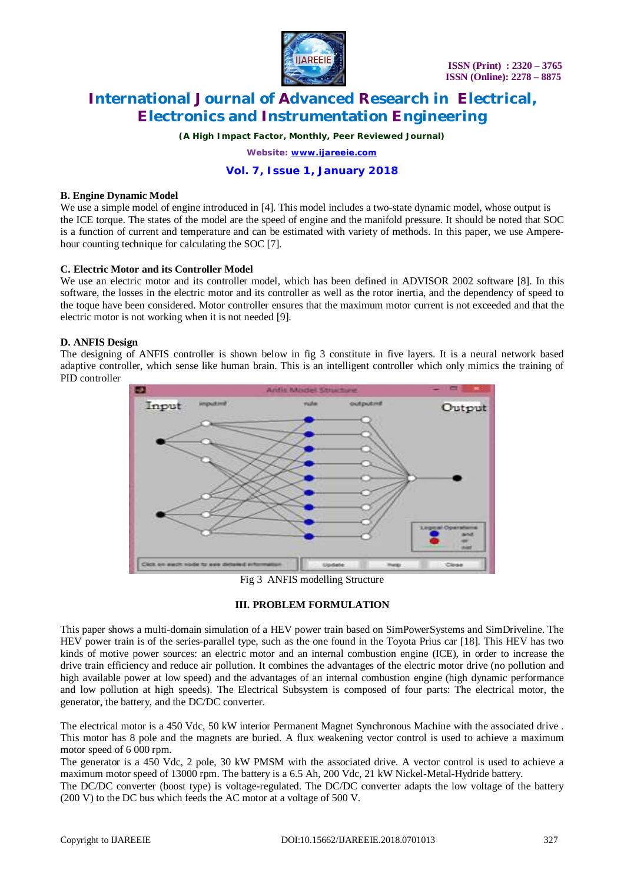### B. Engine Dynamic Model

We use a simple model of engine introduced in [4]. This model includes a two-state dynamic model, whose output is the ICE torque. The states of the model are the speed of engine and the manifold pressure. It should be noted that SOC is a function of current and temperature and can be estimated with variety of methods. In this paper, we use Ampere-hour counting technique for calculating the SOC [7].

### C. Electric Motor and its Controller Model

We use an electric motor and its controller model, which has been defined in ADVISOR 2002 software [8]. In this software, the losses in the electric motor and its controller as well as the rotor inertia, and the dependency of speed to the toque have been considered. Motor controller ensures that the maximum motor current is not exceeded and that the electric motor is not working when it is not needed [9].

### D. ANFIS Design

The designing of ANFIS controller is shown below in fig 3 constitute in five layers. It is a neural network based adaptive controller, which sense like human brain. This is an intelligent controller which only mimics the training of PID controller

Fig 3 ANFIS modelling Structure

## III. PROBLEM FORMULATION

This paper shows a multi-domain simulation of a HEV power train based on SimPowerSystems and SimDriveline. The HEV power train is of the series-parallel type, such as the one found in the Toyota Prius car [18]. This HEV has two kinds of motive power sources: an electric motor and an internal combustion engine (ICE), in order to increase the drive train efficiency and reduce air pollution. It combines the advantages of the electric motor drive (no pollution and high available power at low speed) and the advantages of an internal combustion engine (high dynamic performance and low pollution at high speeds). The Electrical Subsystem is composed of four parts: The electrical motor, the generator, the battery, and the DC/DC converter.

The electrical motor is a 450 Vdc, 50 kW interior Permanent Magnet Synchronous Machine with the associated drive . This motor has 8 pole and the magnets are buried. A flux weakening vector control is used to achieve a maximum motor speed of 6 000 rpm.

The generator is a 450 Vdc, 2 pole, 30 kW PMSM with the associated drive. A vector control is used to achieve a maximum motor speed of 13000 rpm. The battery is a 6.5 Ah, 200 Vdc, 21 kW Nickel-Metal-Hydride battery.

The DC/DC converter (boost type) is voltage-regulated. The DC/DC converter adapts the low voltage of the battery (200 V) to the DC bus which feeds the AC motor at a voltage of 500 V.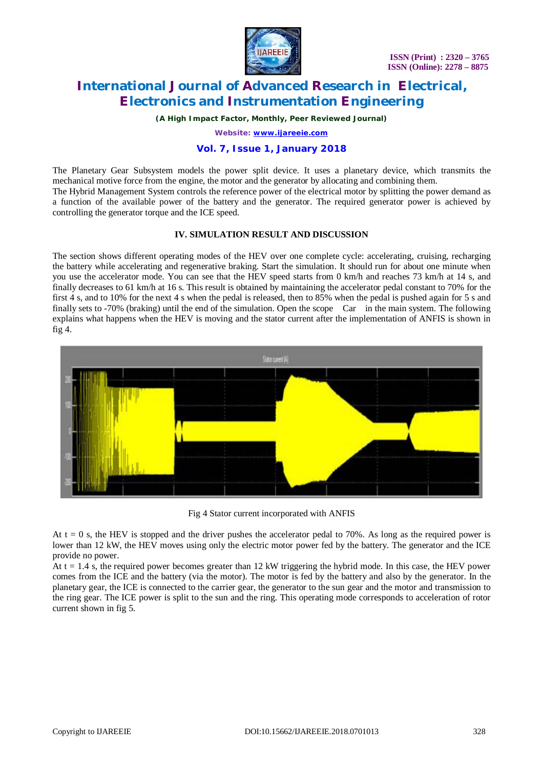The Planetary Gear Subsystem models the power split device. It uses a planetary device, which transmits the mechanical motive force from the engine, the motor and the generator by allocating and combining them.

The Hybrid Management System controls the reference power of the electrical motor by splitting the power demand as a function of the available power of the battery and the generator. The required generator power is achieved by controlling the generator torque and the ICE speed.

## IV. SIMULATION RESULT AND DISCUSSION

The section shows different operating modes of the HEV over one complete cycle: accelerating, cruising, recharging the battery while accelerating and regenerative braking. Start the simulation. It should run for about one minute when you use the accelerator mode. You can see that the HEV speed starts from 0 km/h and reaches 73 km/h at 14 s, and finally decreases to 61 km/h at 16 s. This result is obtained by maintaining the accelerator pedal constant to 70% for the first 4 s, and to 10% for the next 4 s when the pedal is released, then to 85% when the pedal is pushed again for 5 s and finally sets to -70% (braking) until the end of the simulation. Open the scope Car in the main system. The following explains what happens when the HEV is moving and the stator current after the implementation of ANFIS is shown in fig 4.

Fig 4 Stator current incorporated with ANFIS

At t = 0 s, the HEV is stopped and the driver pushes the accelerator pedal to 70%. As long as the required power is lower than 12 kW, the HEV moves using only the electric motor power fed by the battery. The generator and the ICE provide no power.

At t = 1.4 s, the required power becomes greater than 12 kW triggering the hybrid mode. In this case, the HEV power comes from the ICE and the battery (via the motor). The motor is fed by the battery and also by the generator. In the planetary gear, the ICE is connected to the carrier gear, the generator to the sun gear and the motor and transmission to the ring gear. The ICE power is split to the sun and the ring. This operating mode corresponds to acceleration of rotor current shown in fig 5.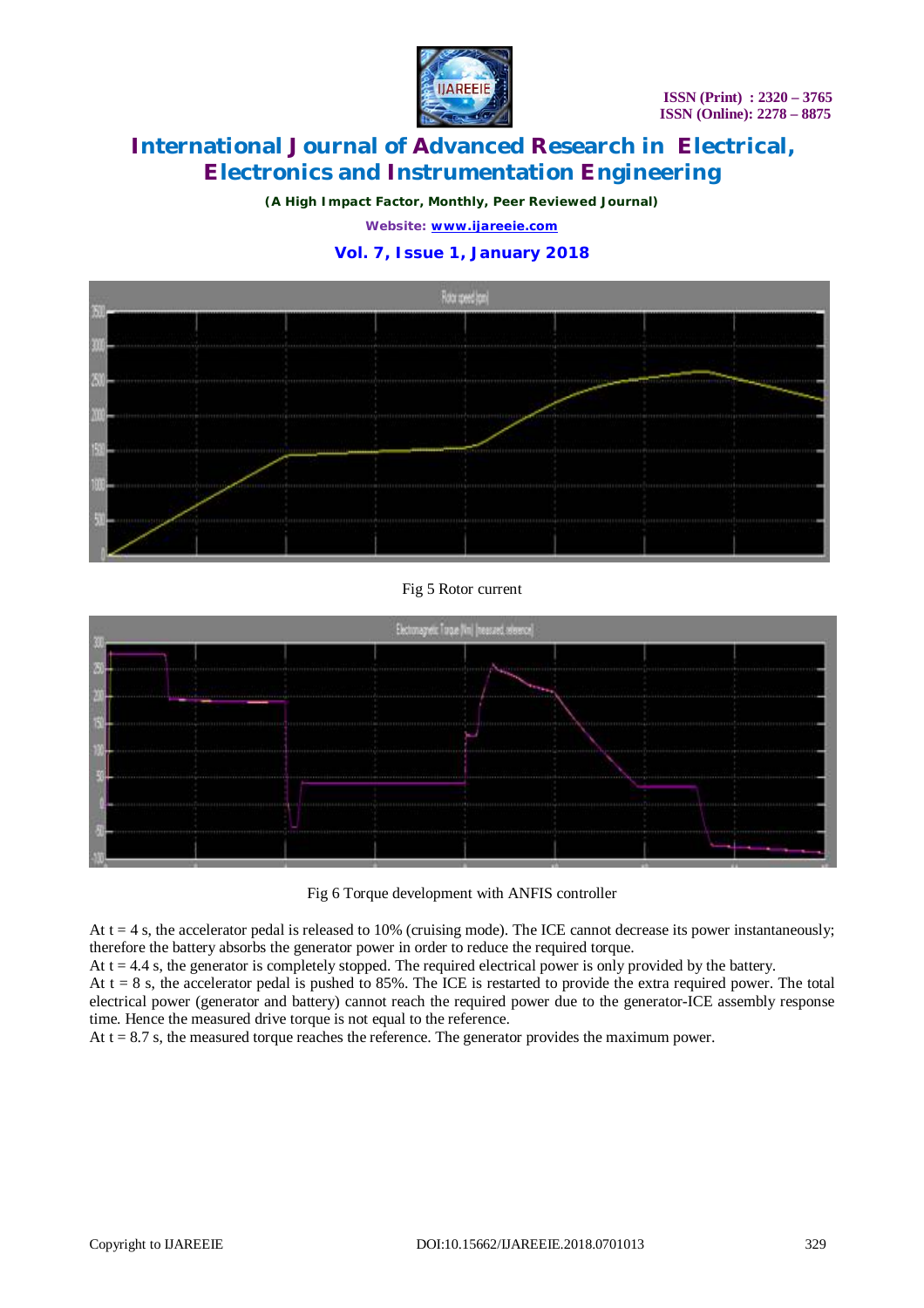Fig 5 Rotor current

Fig 6 Torque development with ANFIS controller

At t = 4 s, the accelerator pedal is released to 10% (cruising mode). The ICE cannot decrease its power instantaneously; therefore the battery absorbs the generator power in order to reduce the required torque.

At t = 4.4 s, the generator is completely stopped. The required electrical power is only provided by the battery.

At t = 8 s, the accelerator pedal is pushed to 85%. The ICE is restarted to provide the extra required power. The total electrical power (generator and battery) cannot reach the required power due to the generator-ICE assembly response time. Hence the measured drive torque is not equal to the reference.

At t = 8.7 s, the measured torque reaches the reference. The generator provides the maximum power.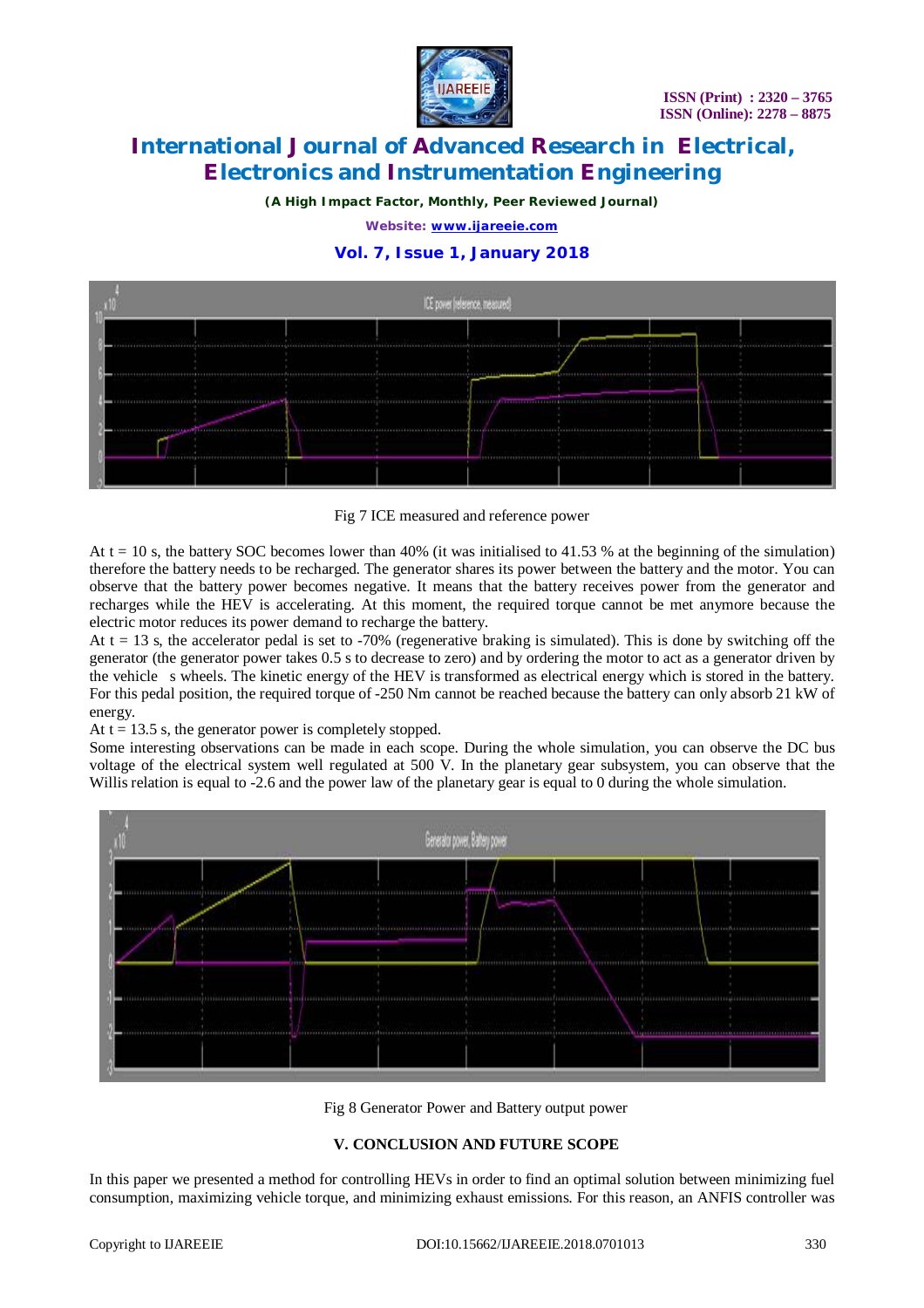Fig 7 ICE measured and reference power

At t = 10 s, the battery SOC becomes lower than 40% (it was initialised to 41.53 % at the beginning of the simulation) therefore the battery needs to be recharged. The generator shares its power between the battery and the motor. You can observe that the battery power becomes negative. It means that the battery receives power from the generator and recharges while the HEV is accelerating. At this moment, the required torque cannot be met anymore because the electric motor reduces its power demand to recharge the battery.

At t = 13 s, the accelerator pedal is set to -70% (regenerative braking is simulated). This is done by switching off the generator (the generator power takes 0.5 s to decrease to zero) and by ordering the motor to act as a generator driven by the vehicle s wheels. The kinetic energy of the HEV is transformed as electrical energy which is stored in the battery. For this pedal position, the required torque of -250 Nm cannot be reached because the battery can only absorb 21 kW of energy.

At t = 13.5 s, the generator power is completely stopped.

Some interesting observations can be made in each scope. During the whole simulation, you can observe the DC bus voltage of the electrical system well regulated at 500 V. In the planetary gear subsystem, you can observe that the Willis relation is equal to -2.6 and the power law of the planetary gear is equal to 0 during the whole simulation.

Fig 8 Generator Power and Battery output power

## V. CONCLUSION AND FUTURE SCOPE

In this paper we presented a method for controlling HEVs in order to find an optimal solution between minimizing fuel consumption, maximizing vehicle torque, and minimizing exhaust emissions. For this reason, an ANFIS controller was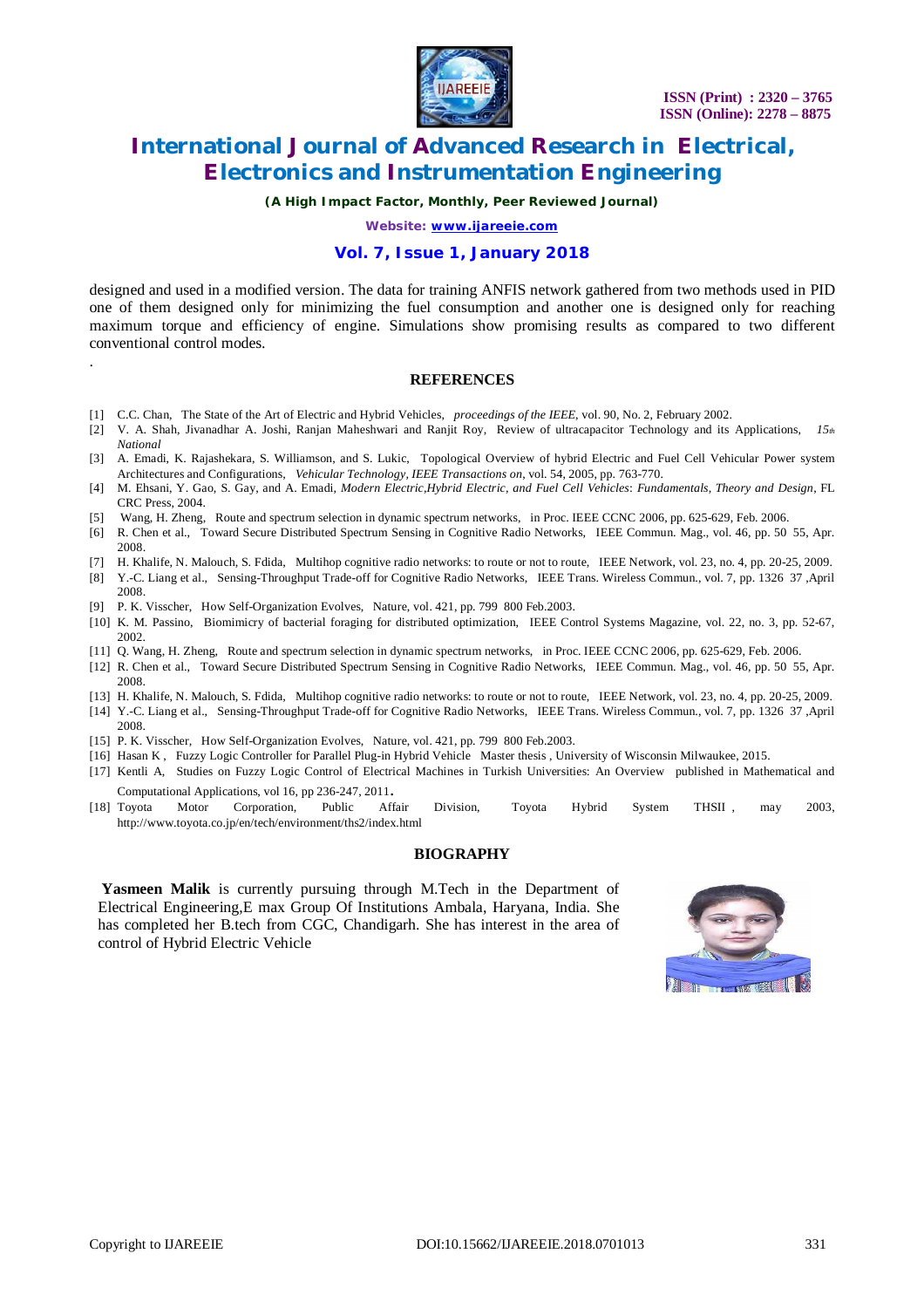designed and used in a modified version. The data for training ANFIS network gathered from two methods used in PID one of them designed only for minimizing the fuel consumption and another one is designed only for reaching maximum torque and efficiency of engine. Simulations show promising results as compared to two different conventional control modes.

.

## REFERENCES

[1] C.C. Chan, The State of the Art of Electric and Hybrid Vehicles, *proceedings of the IEEE*, vol. 90, No. 2, February 2002.

[2] V. A. Shah, Jivanadhar A. Joshi, Ranjan Maheshwari and Ranjit Roy, Review of ultracapacitor Technology and its Applications, *15th National*

[3] A. Emadi, K. Rajashekara, S. Williamson, and S. Lukic, Topological Overview of hybrid Electric and Fuel Cell Vehicular Power system Architectures and Configurations, *Vehicular Technology, IEEE Transactions on*, vol. 54, 2005, pp. 763-770.

[4] M. Ehsani, Y. Gao, S. Gay, and A. Emadi, *Modern Electric,Hybrid Electric, and Fuel Cell Vehicles*: *Fundamentals, Theory and Design*, FL CRC Press, 2004.

[5] Wang, H. Zheng, Route and spectrum selection in dynamic spectrum networks, in Proc. IEEE CCNC 2006, pp. 625-629, Feb. 2006.

[6] R. Chen et al., Toward Secure Distributed Spectrum Sensing in Cognitive Radio Networks, IEEE Commun. Mag., vol. 46, pp. 50 55, Apr. 2008.

[7] H. Khalife, N. Malouch, S. Fdida, Multihop cognitive radio networks: to route or not to route, IEEE Network, vol. 23, no. 4, pp. 20-25, 2009.

[8] Y.-C. Liang et al., Sensing-Throughput Trade-off for Cognitive Radio Networks, IEEE Trans. Wireless Commun., vol. 7, pp. 1326 37 ,April 2008.

[9] P. K. Visscher, How Self-Organization Evolves, Nature, vol. 421, pp. 799 800 Feb.2003.

[10] K. M. Passino, Biomimicry of bacterial foraging for distributed optimization, IEEE Control Systems Magazine, vol. 22, no. 3, pp. 52-67, 2002.

[11] Q. Wang, H. Zheng, Route and spectrum selection in dynamic spectrum networks, in Proc. IEEE CCNC 2006, pp. 625-629, Feb. 2006.

[12] R. Chen et al., Toward Secure Distributed Spectrum Sensing in Cognitive Radio Networks, IEEE Commun. Mag., vol. 46, pp. 50 55, Apr. 2008.

[13] H. Khalife, N. Malouch, S. Fdida, Multihop cognitive radio networks: to route or not to route, IEEE Network, vol. 23, no. 4, pp. 20-25, 2009.

[14] Y.-C. Liang et al., Sensing-Throughput Trade-off for Cognitive Radio Networks, IEEE Trans. Wireless Commun., vol. 7, pp. 1326 37 ,April 2008.

[15] P. K. Visscher, How Self-Organization Evolves, Nature, vol. 421, pp. 799 800 Feb.2003.

[16] Hasan K , Fuzzy Logic Controller for Parallel Plug-in Hybrid Vehicle Master thesis , University of Wisconsin Milwaukee, 2015.

[17] Kentli A, Studies on Fuzzy Logic Control of Electrical Machines in Turkish Universities: An Overview published in Mathematical and Computational Applications, vol 16, pp 236-247, 2011.

[18] Toyota Motor Corporation, Public Affair Division, Toyota Hybrid System THSII , may 2003, http://www.toyota.co.jp/en/tech/environment/ths2/index.html

## BIOGRAPHY

**Yasmeen Malik** is currently pursuing through M.Tech in the Department of Electrical Engineering,E max Group Of Institutions Ambala, Haryana, India. She has completed her B.tech from CGC, Chandigarh. She has interest in the area of control of Hybrid Electric Vehicle